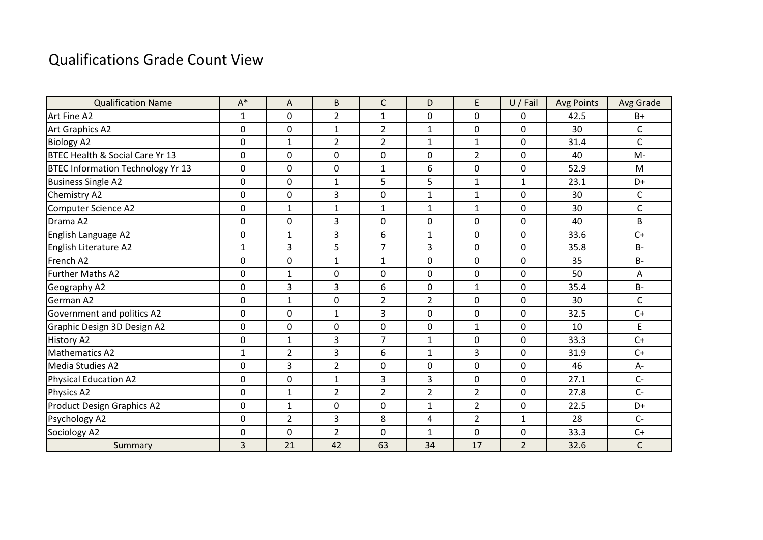# Qualifications Grade Count View

| Qualification Name | A* | A | B | C | D | E | U / Fail | Avg Points | Avg Grade |
|---|---|---|---|---|---|---|---|---|---|
| Art Fine A2 | 1 | 0 | 2 | 1 | 0 | 0 | 0 | 42.5 | B+ |
| Art Graphics A2 | 0 | 0 | 1 | 2 | 1 | 0 | 0 | 30 | C |
| Biology A2 | 0 | 1 | 2 | 2 | 1 | 1 | 0 | 31.4 | C |
| BTEC Health & Social Care Yr 13 | 0 | 0 | 0 | 0 | 0 | 2 | 0 | 40 | M- |
| BTEC Information Technology Yr 13 | 0 | 0 | 0 | 1 | 6 | 0 | 0 | 52.9 | M |
| Business Single A2 | 0 | 0 | 1 | 5 | 5 | 1 | 1 | 23.1 | D+ |
| Chemistry A2 | 0 | 0 | 3 | 0 | 1 | 1 | 0 | 30 | C |
| Computer Science A2 | 0 | 1 | 1 | 1 | 1 | 1 | 0 | 30 | C |
| Drama A2 | 0 | 0 | 3 | 0 | 0 | 0 | 0 | 40 | B |
| English Language A2 | 0 | 1 | 3 | 6 | 1 | 0 | 0 | 33.6 | C+ |
| English Literature A2 | 1 | 3 | 5 | 7 | 3 | 0 | 0 | 35.8 | B- |
| French A2 | 0 | 0 | 1 | 1 | 0 | 0 | 0 | 35 | B- |
| Further Maths A2 | 0 | 1 | 0 | 0 | 0 | 0 | 0 | 50 | A |
| Geography A2 | 0 | 3 | 3 | 6 | 0 | 1 | 0 | 35.4 | B- |
| German A2 | 0 | 1 | 0 | 2 | 2 | 0 | 0 | 30 | C |
| Government and politics A2 | 0 | 0 | 1 | 3 | 0 | 0 | 0 | 32.5 | C+ |
| Graphic Design 3D Design A2 | 0 | 0 | 0 | 0 | 0 | 1 | 0 | 10 | E |
| History A2 | 0 | 1 | 3 | 7 | 1 | 0 | 0 | 33.3 | C+ |
| Mathematics A2 | 1 | 2 | 3 | 6 | 1 | 3 | 0 | 31.9 | C+ |
| Media Studies A2 | 0 | 3 | 2 | 0 | 0 | 0 | 0 | 46 | A- |
| Physical Education A2 | 0 | 0 | 1 | 3 | 3 | 0 | 0 | 27.1 | C- |
| Physics A2 | 0 | 1 | 2 | 2 | 2 | 2 | 0 | 27.8 | C- |
| Product Design Graphics A2 | 0 | 1 | 0 | 0 | 1 | 2 | 0 | 22.5 | D+ |
| Psychology A2 | 0 | 2 | 3 | 8 | 4 | 2 | 1 | 28 | C- |
| Sociology A2 | 0 | 0 | 2 | 0 | 1 | 0 | 0 | 33.3 | C+ |
| Summary | 3 | 21 | 42 | 63 | 34 | 17 | 2 | 32.6 | C |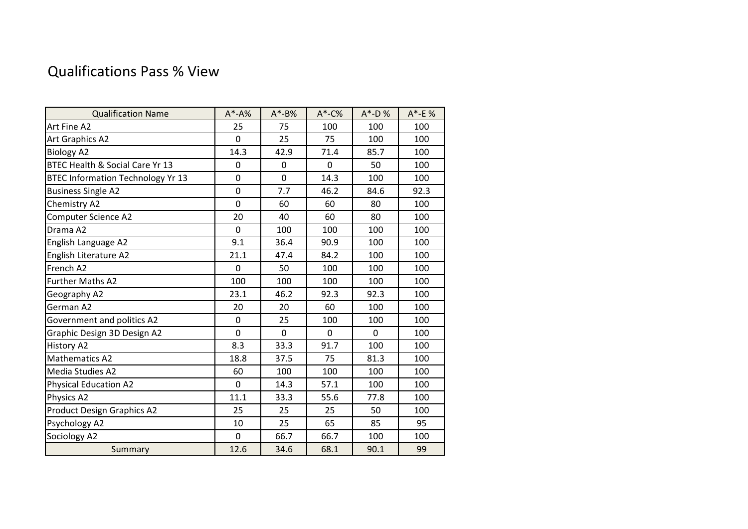# Qualifications Pass % View

| Qualification Name | A*-A% | A*-B% | A*-C% | A*-D % | A*-E % |
|---|---|---|---|---|---|
| Art Fine A2 | 25 | 75 | 100 | 100 | 100 |
| Art Graphics A2 | 0 | 25 | 75 | 100 | 100 |
| Biology A2 | 14.3 | 42.9 | 71.4 | 85.7 | 100 |
| BTEC Health & Social Care Yr 13 | 0 | 0 | 0 | 50 | 100 |
| BTEC Information Technology Yr 13 | 0 | 0 | 14.3 | 100 | 100 |
| Business Single A2 | 0 | 7.7 | 46.2 | 84.6 | 92.3 |
| Chemistry A2 | 0 | 60 | 60 | 80 | 100 |
| Computer Science A2 | 20 | 40 | 60 | 80 | 100 |
| Drama A2 | 0 | 100 | 100 | 100 | 100 |
| English Language A2 | 9.1 | 36.4 | 90.9 | 100 | 100 |
| English Literature A2 | 21.1 | 47.4 | 84.2 | 100 | 100 |
| French A2 | 0 | 50 | 100 | 100 | 100 |
| Further Maths A2 | 100 | 100 | 100 | 100 | 100 |
| Geography A2 | 23.1 | 46.2 | 92.3 | 92.3 | 100 |
| German A2 | 20 | 20 | 60 | 100 | 100 |
| Government and politics A2 | 0 | 25 | 100 | 100 | 100 |
| Graphic Design 3D Design A2 | 0 | 0 | 0 | 0 | 100 |
| History A2 | 8.3 | 33.3 | 91.7 | 100 | 100 |
| Mathematics A2 | 18.8 | 37.5 | 75 | 81.3 | 100 |
| Media Studies A2 | 60 | 100 | 100 | 100 | 100 |
| Physical Education A2 | 0 | 14.3 | 57.1 | 100 | 100 |
| Physics A2 | 11.1 | 33.3 | 55.6 | 77.8 | 100 |
| Product Design Graphics A2 | 25 | 25 | 25 | 50 | 100 |
| Psychology A2 | 10 | 25 | 65 | 85 | 95 |
| Sociology A2 | 0 | 66.7 | 66.7 | 100 | 100 |
| Summary | 12.6 | 34.6 | 68.1 | 90.1 | 99 |